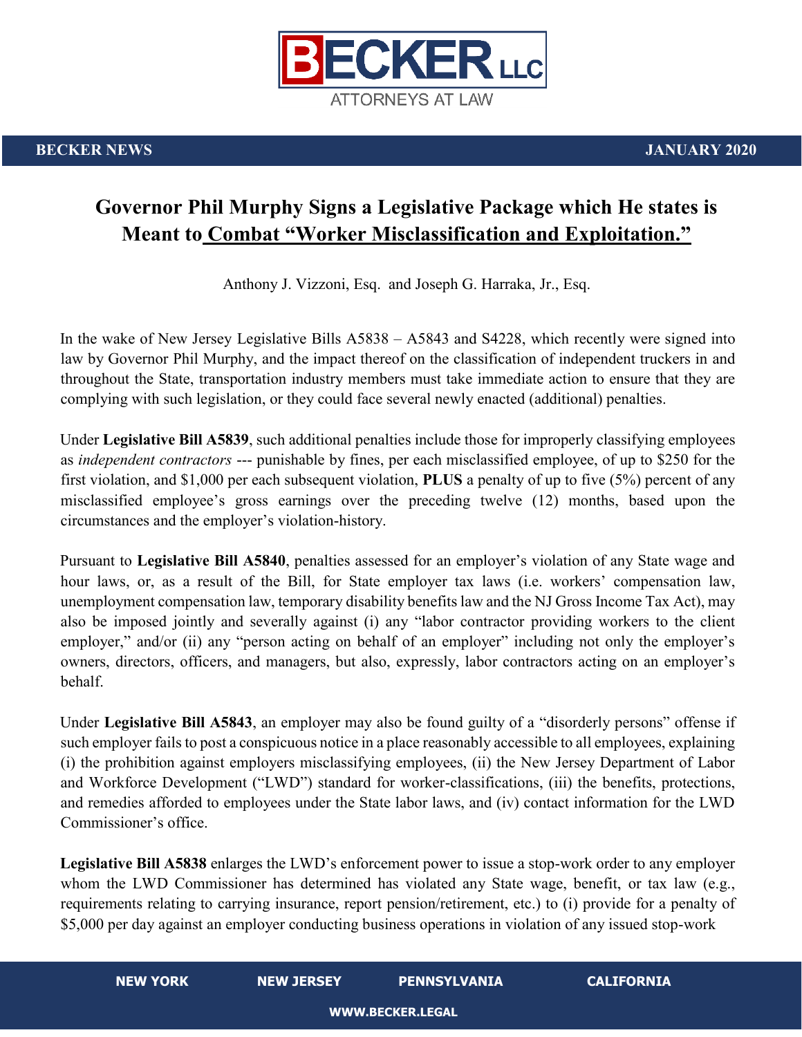BECKER NEWS JANUARY 2020

# Governor Phil Murphy Signs a Legislative Package which He states is Meant to Combat "Worker Misclassification and Exploitation."

Anthony J. Vizzoni, Esq. and Joseph G. Harraka, Jr., Esq.

In the wake of New Jersey Legislative Bills A5838 – A5843 and S4228, which recently were signed into law by Governor Phil Murphy, and the impact thereof on the classification of independent truckers in and throughout the State, transportation industry members must take immediate action to ensure that they are complying with such legislation, or they could face several newly enacted (additional) penalties.

Under **Legislative Bill A5839**, such additional penalties include those for improperly classifying employees as *independent contractors* --- punishable by fines, per each misclassified employee, of up to $250 for the first violation, and $1,000 per each subsequent violation, **PLUS** a penalty of up to five (5%) percent of any misclassified employee's gross earnings over the preceding twelve (12) months, based upon the circumstances and the employer's violation-history.

Pursuant to **Legislative Bill A5840**, penalties assessed for an employer's violation of any State wage and hour laws, or, as a result of the Bill, for State employer tax laws (i.e. workers' compensation law, unemployment compensation law, temporary disability benefits law and the NJ Gross Income Tax Act), may also be imposed jointly and severally against (i) any "labor contractor providing workers to the client employer," and/or (ii) any "person acting on behalf of an employer" including not only the employer's owners, directors, officers, and managers, but also, expressly, labor contractors acting on an employer's behalf.

Under **Legislative Bill A5843**, an employer may also be found guilty of a "disorderly persons" offense if such employer fails to post a conspicuous notice in a place reasonably accessible to all employees, explaining (i) the prohibition against employers misclassifying employees, (ii) the New Jersey Department of Labor and Workforce Development ("LWD") standard for worker-classifications, (iii) the benefits, protections, and remedies afforded to employees under the State labor laws, and (iv) contact information for the LWD Commissioner's office.

**Legislative Bill A5838** enlarges the LWD's enforcement power to issue a stop-work order to any employer whom the LWD Commissioner has determined has violated any State wage, benefit, or tax law (e.g., requirements relating to carrying insurance, report pension/retirement, etc.) to (i) provide for a penalty of $5,000 per day against an employer conducting business operations in violation of any issued stop-work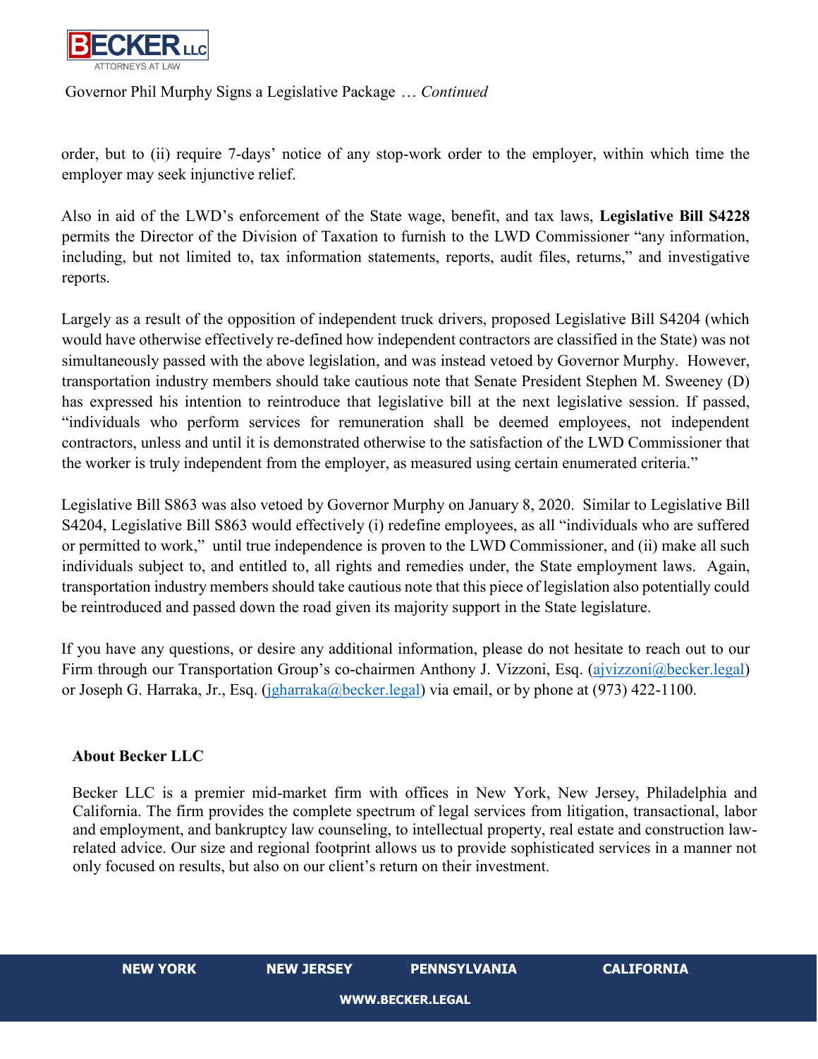order, but to (ii) require 7-days' notice of any stop-work order to the employer, within which time the employer may seek injunctive relief.

Also in aid of the LWD's enforcement of the State wage, benefit, and tax laws, **Legislative Bill S4228** permits the Director of the Division of Taxation to furnish to the LWD Commissioner "any information, including, but not limited to, tax information statements, reports, audit files, returns," and investigative reports.

Largely as a result of the opposition of independent truck drivers, proposed Legislative Bill S4204 (which would have otherwise effectively re-defined how independent contractors are classified in the State) was not simultaneously passed with the above legislation, and was instead vetoed by Governor Murphy. However, transportation industry members should take cautious note that Senate President Stephen M. Sweeney (D) has expressed his intention to reintroduce that legislative bill at the next legislative session. If passed, "individuals who perform services for remuneration shall be deemed employees, not independent contractors, unless and until it is demonstrated otherwise to the satisfaction of the LWD Commissioner that the worker is truly independent from the employer, as measured using certain enumerated criteria."

Legislative Bill S863 was also vetoed by Governor Murphy on January 8, 2020. Similar to Legislative Bill S4204, Legislative Bill S863 would effectively (i) redefine employees, as all "individuals who are suffered or permitted to work," until true independence is proven to the LWD Commissioner, and (ii) make all such individuals subject to, and entitled to, all rights and remedies under, the State employment laws. Again, transportation industry members should take cautious note that this piece of legislation also potentially could be reintroduced and passed down the road given its majority support in the State legislature.

If you have any questions, or desire any additional information, please do not hesitate to reach out to our Firm through our Transportation Group's co-chairmen Anthony J. Vizzoni, Esq. (ajvizzoni@becker.legal) or Joseph G. Harraka, Jr., Esq. (jgharraka@becker.legal) via email, or by phone at (973) 422-1100.

**About Becker LLC**

Becker LLC is a premier mid-market firm with offices in New York, New Jersey, Philadelphia and California. The firm provides the complete spectrum of legal services from litigation, transactional, labor and employment, and bankruptcy law counseling, to intellectual property, real estate and construction law-related advice. Our size and regional footprint allows us to provide sophisticated services in a manner not only focused on results, but also on our client's return on their investment.